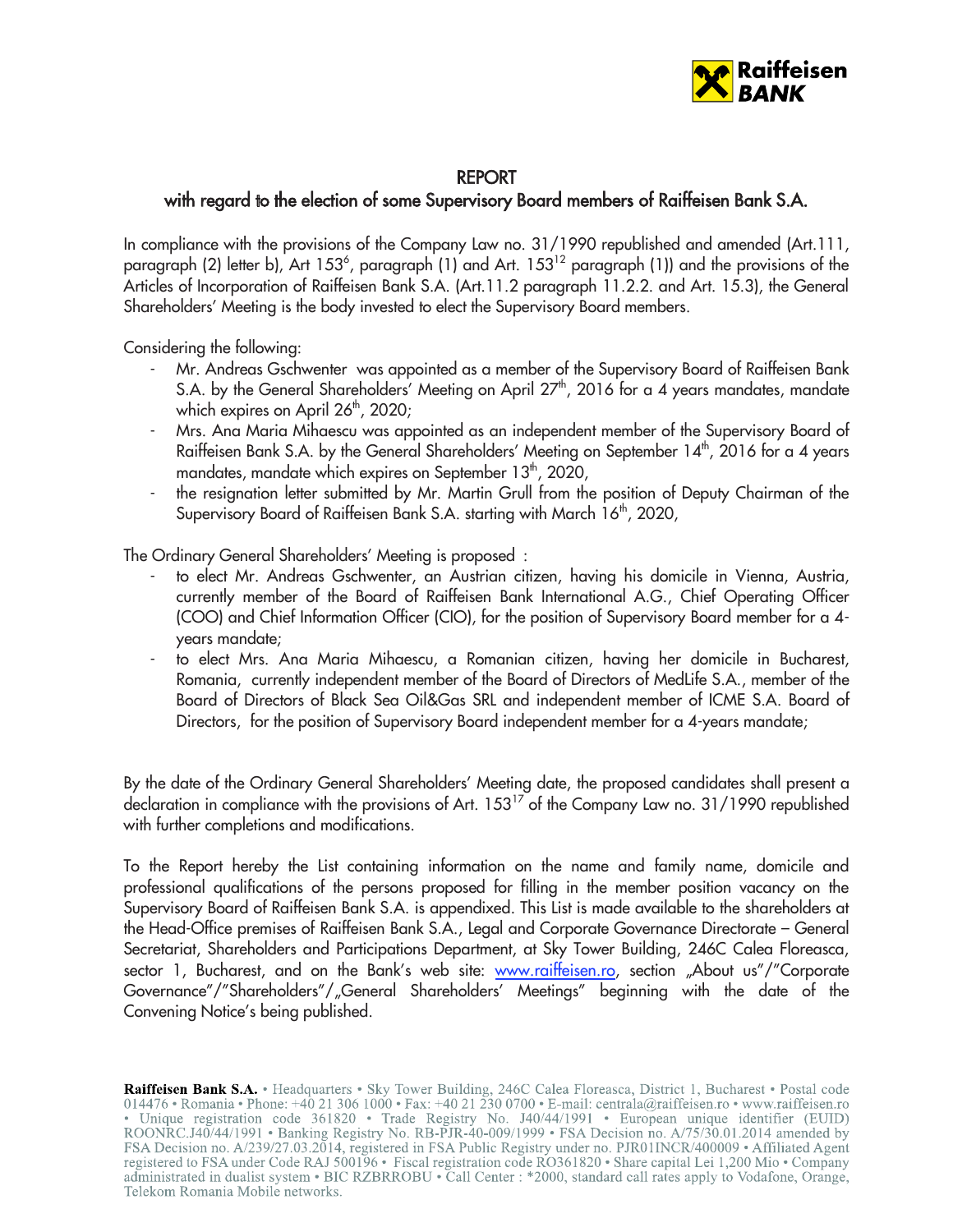# REPORT

## with regard to the election of some Supervisory Board members of Raiffeisen Bank S.A.

In compliance with the provisions of the Company Law no. 31/1990 republished and amended (Art.111, paragraph (2) letter b), Art $153^6$, paragraph (1) and Art. $153^{12}$ paragraph (1)) and the provisions of the Articles of Incorporation of Raiffeisen Bank S.A. (Art.11.2 paragraph 11.2.2. and Art. 15.3), the General Shareholders' Meeting is the body invested to elect the Supervisory Board members.

Considering the following:

- Mr. Andreas Gschwenter was appointed as a member of the Supervisory Board of Raiffeisen Bank S.A. by the General Shareholders' Meeting on April 27th, 2016 for a 4 years mandates, mandate which expires on April 26th, 2020;
- Mrs. Ana Maria Mihaescu was appointed as an independent member of the Supervisory Board of Raiffeisen Bank S.A. by the General Shareholders' Meeting on September 14th, 2016 for a 4 years mandates, mandate which expires on September 13th, 2020,
- the resignation letter submitted by Mr. Martin Grull from the position of Deputy Chairman of the Supervisory Board of Raiffeisen Bank S.A. starting with March 16th, 2020,

The Ordinary General Shareholders' Meeting is proposed :

- to elect Mr. Andreas Gschwenter, an Austrian citizen, having his domicile in Vienna, Austria, currently member of the Board of Raiffeisen Bank International A.G., Chief Operating Officer (COO) and Chief Information Officer (CIO), for the position of Supervisory Board member for a 4-years mandate;
- to elect Mrs. Ana Maria Mihaescu, a Romanian citizen, having her domicile in Bucharest, Romania, currently independent member of the Board of Directors of MedLife S.A., member of the Board of Directors of Black Sea Oil&Gas SRL and independent member of ICME S.A. Board of Directors, for the position of Supervisory Board independent member for a 4-years mandate;

By the date of the Ordinary General Shareholders' Meeting date, the proposed candidates shall present a declaration in compliance with the provisions of Art. $153^{17}$ of the Company Law no. 31/1990 republished with further completions and modifications.

To the Report hereby the List containing information on the name and family name, domicile and professional qualifications of the persons proposed for filling in the member position vacancy on the Supervisory Board of Raiffeisen Bank S.A. is appendixed. This List is made available to the shareholders at the Head-Office premises of Raiffeisen Bank S.A., Legal and Corporate Governance Directorate – General Secretariat, Shareholders and Participations Department, at Sky Tower Building, 246C Calea Floreasca, sector 1, Bucharest, and on the Bank's web site: www.raiffeisen.ro, section „About us"/"Corporate Governance"/"Shareholders"/„General Shareholders' Meetings" beginning with the date of the Convening Notice's being published.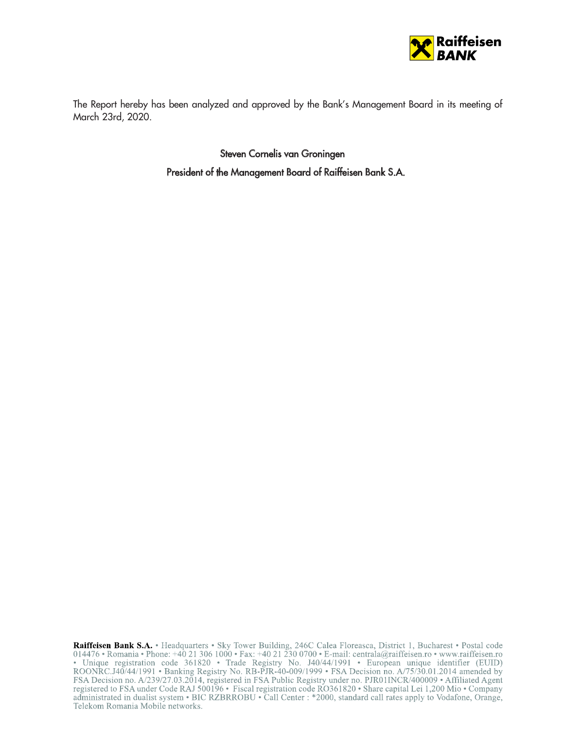The Report hereby has been analyzed and approved by the Bank's Management Board in its meeting of March 23rd, 2020.

**Steven Cornelis van Groningen**

**President of the Management Board of Raiffeisen Bank S.A.**

**Raiffeisen Bank S.A.** • Headquarters • Sky Tower Building, 246C Calea Floreasca, District 1, Bucharest • Postal code 014476 • Romania • Phone: +40 21 306 1000 • Fax: +40 21 230 0700 • E-mail: centrala@raiffeisen.ro • www.raiffeisen.ro • Unique registration code 361820 • Trade Registry No. J40/44/1991 • European unique identifier (EUID) ROONRC.J40/44/1991 • Banking Registry No. RB-PJR-40-009/1999 • FSA Decision no. A/75/30.01.2014 amended by FSA Decision no. A/239/27.03.2014, registered in FSA Public Registry under no. PJR01INCR/400009 • Affiliated Agent registered to FSA under Code RAJ 500196 • Fiscal registration code RO361820 • Share capital Lei 1,200 Mio • Company administrated in dualist system • BIC RZBRROBU • Call Center : *2000, standard call rates apply to Vodafone, Orange, Telekom Romania Mobile networks.